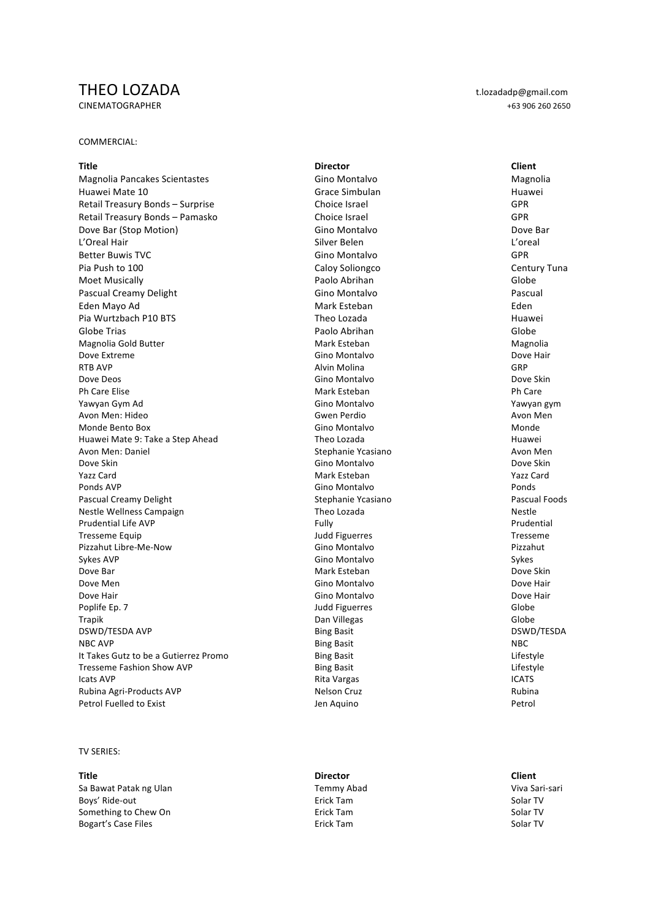# THEO LOZADA

CINEMATOGRAPHER

t.lozadadp@gmail.com
+63 906 260 2650

COMMERCIAL:

| Title | Director | Client |
| --- | --- | --- |
| Magnolia Pancakes Scientastes | Gino Montalvo | Magnolia |
| Huawei Mate 10 | Grace Simbulan | Huawei |
| Retail Treasury Bonds – Surprise | Choice Israel | GPR |
| Retail Treasury Bonds – Pamasko | Choice Israel | GPR |
| Dove Bar (Stop Motion) | Gino Montalvo | Dove Bar |
| L'Oreal Hair | Silver Belen | L'oreal |
| Better Buwis TVC | Gino Montalvo | GPR |
| Pia Push to 100 | Caloy Soliongco | Century Tuna |
| Moet Musically | Paolo Abrihan | Globe |
| Pascual Creamy Delight | Gino Montalvo | Pascual |
| Eden Mayo Ad | Mark Esteban | Eden |
| Pia Wurtzbach P10 BTS | Theo Lozada | Huawei |
| Globe Trias | Paolo Abrihan | Globe |
| Magnolia Gold Butter | Mark Esteban | Magnolia |
| Dove Extreme | Gino Montalvo | Dove Hair |
| RTB AVP | Alvin Molina | GRP |
| Dove Deos | Gino Montalvo | Dove Skin |
| Ph Care Elise | Mark Esteban | Ph Care |
| Yawyan Gym Ad | Gino Montalvo | Yawyan gym |
| Avon Men: Hideo | Gwen Perdio | Avon Men |
| Monde Bento Box | Gino Montalvo | Monde |
| Huawei Mate 9: Take a Step Ahead | Theo Lozada | Huawei |
| Avon Men: Daniel | Stephanie Ycasiano | Avon Men |
| Dove Skin | Gino Montalvo | Dove Skin |
| Yazz Card | Mark Esteban | Yazz Card |
| Ponds AVP | Gino Montalvo | Ponds |
| Pascual Creamy Delight | Stephanie Ycasiano | Pascual Foods |
| Nestle Wellness Campaign | Theo Lozada | Nestle |
| Prudential Life AVP | Fully | Prudential |
| Tresseme Equip | Judd Figuerres | Tresseme |
| Pizzahut Libre-Me-Now | Gino Montalvo | Pizzahut |
| Sykes AVP | Gino Montalvo | Sykes |
| Dove Bar | Mark Esteban | Dove Skin |
| Dove Men | Gino Montalvo | Dove Hair |
| Dove Hair | Gino Montalvo | Dove Hair |
| Poplife Ep. 7 | Judd Figuerres | Globe |
| Trapik | Dan Villegas | Globe |
| DSWD/TESDA AVP | Bing Basit | DSWD/TESDA |
| NBC AVP | Bing Basit | NBC |
| It Takes Gutz to be a Gutierrez Promo | Bing Basit | Lifestyle |
| Tresseme Fashion Show AVP | Bing Basit | Lifestyle |
| Icats AVP | Rita Vargas | ICATS |
| Rubina Agri-Products AVP | Nelson Cruz | Rubina |
| Petrol Fuelled to Exist | Jen Aquino | Petrol |

TV SERIES:

| Title | Director | Client |
| --- | --- | --- |
| Sa Bawat Patak ng Ulan | Temmy Abad | Viva Sari-sari |
| Boys' Ride-out | Erick Tam | Solar TV |
| Something to Chew On | Erick Tam | Solar TV |
| Bogart's Case Files | Erick Tam | Solar TV |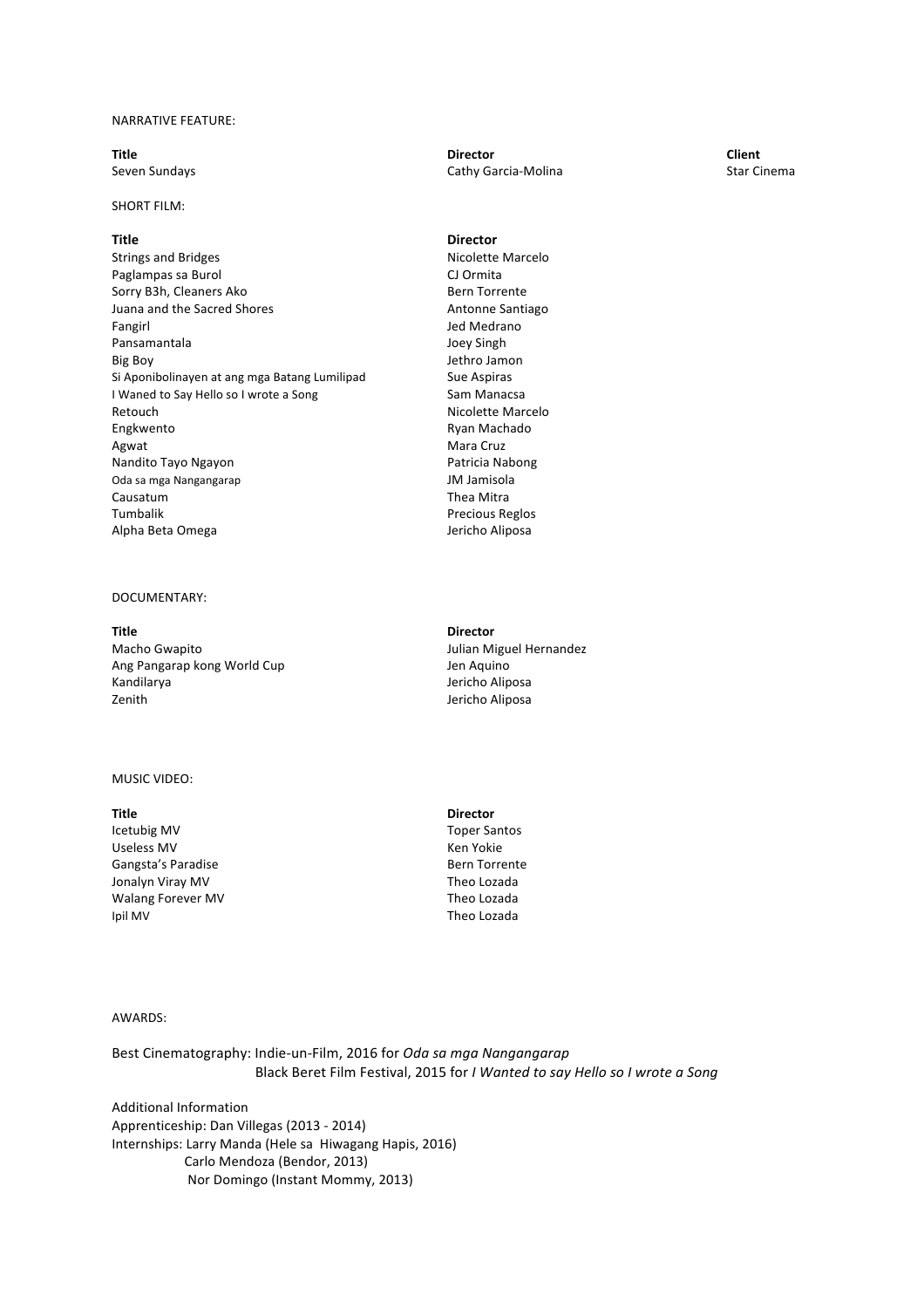NARRATIVE FEATURE:

| Title | Director | Client |
| --- | --- | --- |
| Seven Sundays | Cathy Garcia-Molina | Star Cinema |

SHORT FILM:

| Title | Director |
| --- | --- |
| Strings and Bridges | Nicolette Marcelo |
| Paglampas sa Burol | CJ Ormita |
| Sorry B3h, Cleaners Ako | Bern Torrente |
| Juana and the Sacred Shores | Antonne Santiago |
| Fangirl | Jed Medrano |
| Pansamantala | Joey Singh |
| Big Boy | Jethro Jamon |
| Si Aponibolinayen at ang mga Batang Lumilipad | Sue Aspiras |
| I Waned to Say Hello so I wrote a Song | Sam Manacsa |
| Retouch | Nicolette Marcelo |
| Engkwento | Ryan Machado |
| Agwat | Mara Cruz |
| Nandito Tayo Ngayon | Patricia Nabong |
| Oda sa mga Nangangarap | JM Jamisola |
| Causatum | Thea Mitra |
| Tumbalik | Precious Reglos |
| Alpha Beta Omega | Jericho Aliposa |

DOCUMENTARY:

| Title | Director |
| --- | --- |
| Macho Gwapito | Julian Miguel Hernandez |
| Ang Pangarap kong World Cup | Jen Aquino |
| Kandilarya | Jericho Aliposa |
| Zenith | Jericho Aliposa |

MUSIC VIDEO:

| Title | Director |
| --- | --- |
| Icetubig MV | Toper Santos |
| Useless MV | Ken Yokie |
| Gangsta's Paradise | Bern Torrente |
| Jonalyn Viray MV | Theo Lozada |
| Walang Forever MV | Theo Lozada |
| Ipil MV | Theo Lozada |

AWARDS:

Best Cinematography: Indie-un-Film, 2016 for *Oda sa mga Nangangarap*
Black Beret Film Festival, 2015 for *I Wanted to say Hello so I wrote a Song*

Additional Information
Apprenticeship: Dan Villegas (2013 - 2014)
Internships: Larry Manda (Hele sa Hiwagang Hapis, 2016)
Carlo Mendoza (Bendor, 2013)
Nor Domingo (Instant Mommy, 2013)